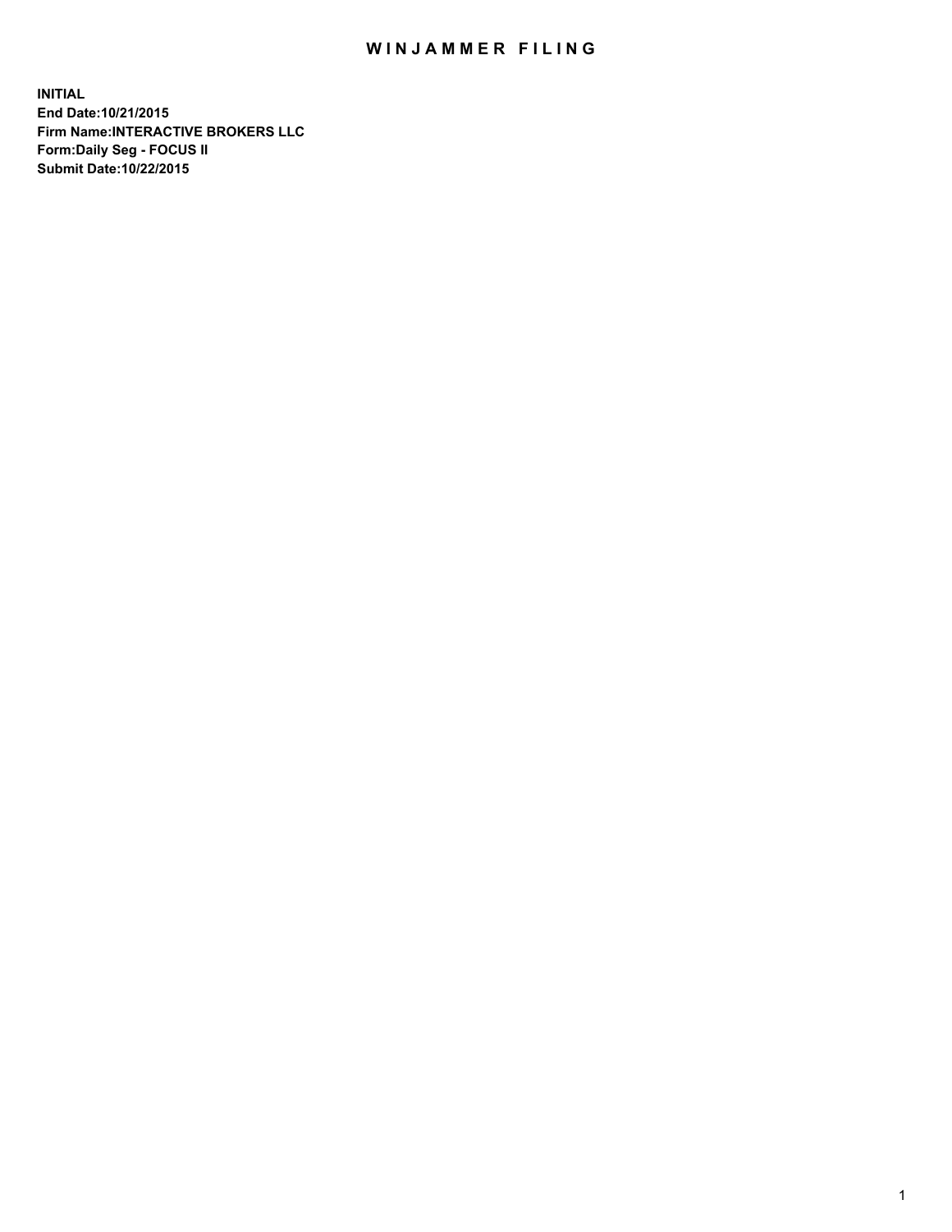# WINJAMMER FILING

**INITIAL**
**End Date:10/21/2015**
**Firm Name:INTERACTIVE BROKERS LLC**
**Form:Daily Seg - FOCUS II**
**Submit Date:10/22/2015**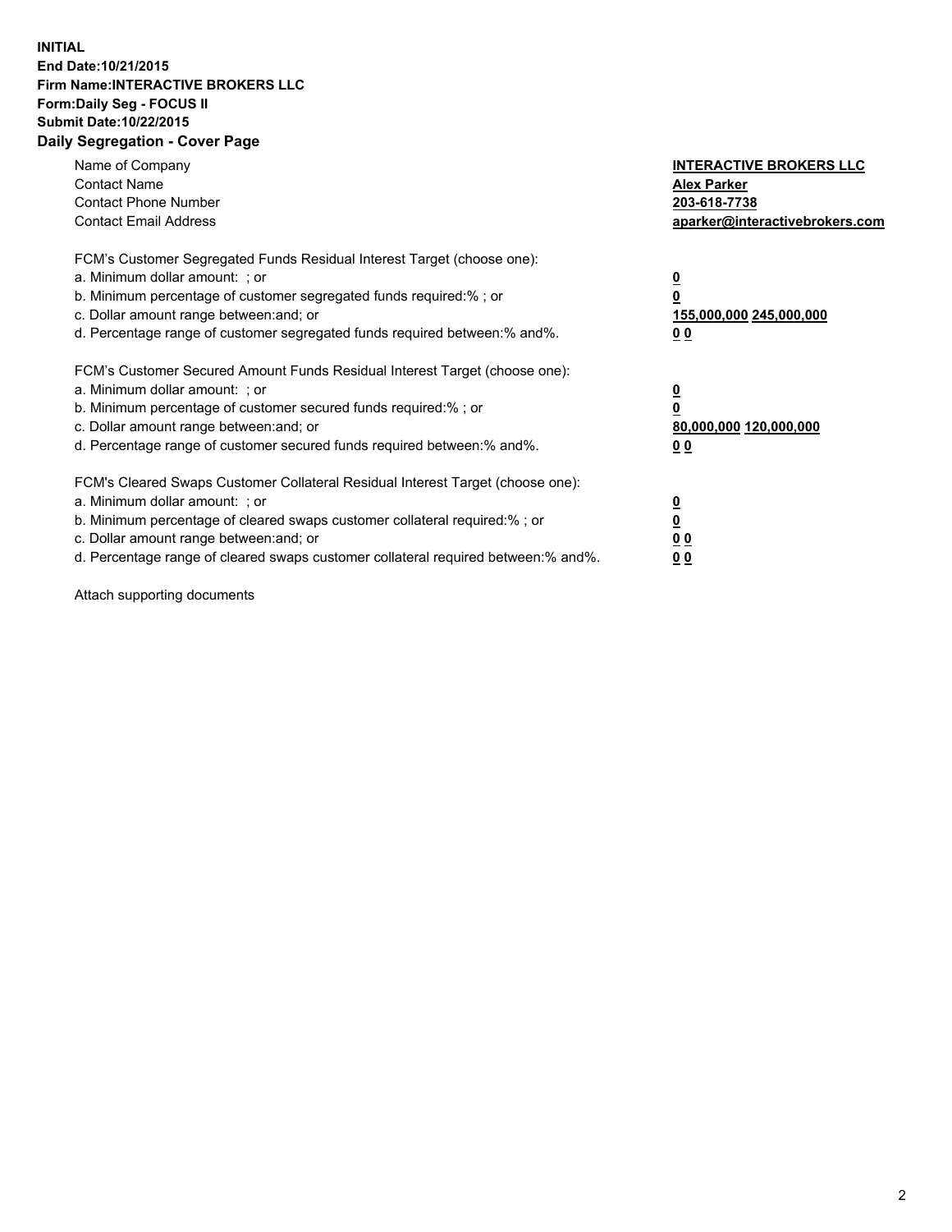**INITIAL**
**End Date:10/21/2015**
**Firm Name:INTERACTIVE BROKERS LLC**
**Form:Daily Seg - FOCUS II**
**Submit Date:10/22/2015**

## Daily Segregation - Cover Page

| | |
|---|---|
| Name of Company | **INTERACTIVE BROKERS LLC** |
| Contact Name | **Alex Parker** |
| Contact Phone Number | **203-618-7738** |
| Contact Email Address | **aparker@interactivebrokers.com** |

FCM's Customer Segregated Funds Residual Interest Target (choose one):

| | |
|---|---|
| a. Minimum dollar amount: ; or | **0** |
| b. Minimum percentage of customer segregated funds required:% ; or | **0** |
| c. Dollar amount range between:and; or | **155,000,000 245,000,000** |
| d. Percentage range of customer segregated funds required between:% and%. | **0 0** |

FCM's Customer Secured Amount Funds Residual Interest Target (choose one):

| | |
|---|---|
| a. Minimum dollar amount: ; or | **0** |
| b. Minimum percentage of customer secured funds required:% ; or | **0** |
| c. Dollar amount range between:and; or | **80,000,000 120,000,000** |
| d. Percentage range of customer secured funds required between:% and%. | **0 0** |

FCM's Cleared Swaps Customer Collateral Residual Interest Target (choose one):

| | |
|---|---|
| a. Minimum dollar amount: ; or | **0** |
| b. Minimum percentage of cleared swaps customer collateral required:% ; or | **0** |
| c. Dollar amount range between:and; or | **0 0** |
| d. Percentage range of cleared swaps customer collateral required between:% and%. | **0 0** |

Attach supporting documents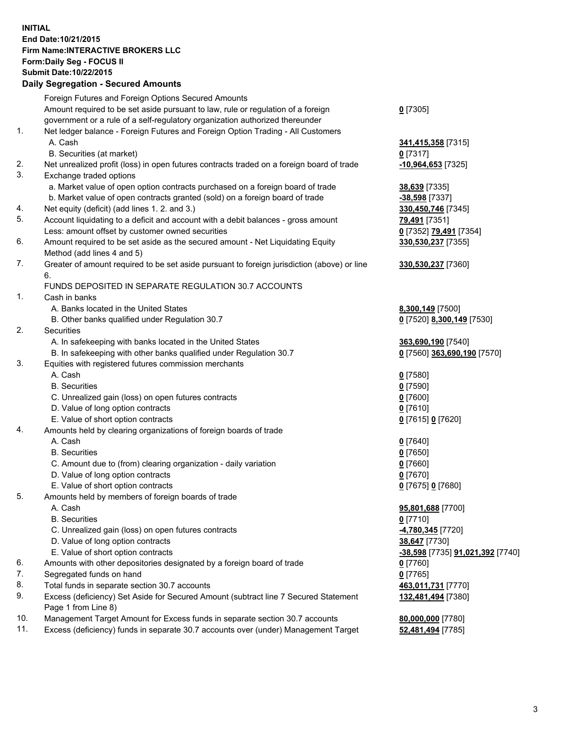**INITIAL**
**End Date:10/21/2015**
**Firm Name:INTERACTIVE BROKERS LLC**
**Form:Daily Seg - FOCUS II**
**Submit Date:10/22/2015**

**Daily Segregation - Secured Amounts**

| | | |
|---|---|---|
| | Foreign Futures and Foreign Options Secured Amounts | |
| | Amount required to be set aside pursuant to law, rule or regulation of a foreign government or a rule of a self-regulatory organization authorized thereunder | **0** [7305] |
| 1. | Net ledger balance - Foreign Futures and Foreign Option Trading - All Customers | |
| | A. Cash | **341,415,358** [7315] |
| | B. Securities (at market) | **0** [7317] |
| 2. | Net unrealized profit (loss) in open futures contracts traded on a foreign board of trade | **-10,964,653** [7325] |
| 3. | Exchange traded options | |
| | a. Market value of open option contracts purchased on a foreign board of trade | **38,639** [7335] |
| | b. Market value of open contracts granted (sold) on a foreign board of trade | **-38,598** [7337] |
| 4. | Net equity (deficit) (add lines 1. 2. and 3.) | **330,450,746** [7345] |
| 5. | Account liquidating to a deficit and account with a debit balances - gross amount | **79,491** [7351] |
| | Less: amount offset by customer owned securities | **0** [7352] **79,491** [7354] |
| 6. | Amount required to be set aside as the secured amount - Net Liquidating Equity Method (add lines 4 and 5) | **330,530,237** [7355] |
| 7. | Greater of amount required to be set aside pursuant to foreign jurisdiction (above) or line 6. | **330,530,237** [7360] |
| | FUNDS DEPOSITED IN SEPARATE REGULATION 30.7 ACCOUNTS | |
| 1. | Cash in banks | |
| | A. Banks located in the United States | **8,300,149** [7500] |
| | B. Other banks qualified under Regulation 30.7 | **0** [7520] **8,300,149** [7530] |
| 2. | Securities | |
| | A. In safekeeping with banks located in the United States | **363,690,190** [7540] |
| | B. In safekeeping with other banks qualified under Regulation 30.7 | **0** [7560] **363,690,190** [7570] |
| 3. | Equities with registered futures commission merchants | |
| | A. Cash | **0** [7580] |
| | B. Securities | **0** [7590] |
| | C. Unrealized gain (loss) on open futures contracts | **0** [7600] |
| | D. Value of long option contracts | **0** [7610] |
| | E. Value of short option contracts | **0** [7615] **0** [7620] |
| 4. | Amounts held by clearing organizations of foreign boards of trade | |
| | A. Cash | **0** [7640] |
| | B. Securities | **0** [7650] |
| | C. Amount due to (from) clearing organization - daily variation | **0** [7660] |
| | D. Value of long option contracts | **0** [7670] |
| | E. Value of short option contracts | **0** [7675] **0** [7680] |
| 5. | Amounts held by members of foreign boards of trade | |
| | A. Cash | **95,801,688** [7700] |
| | B. Securities | **0** [7710] |
| | C. Unrealized gain (loss) on open futures contracts | **-4,780,345** [7720] |
| | D. Value of long option contracts | **38,647** [7730] |
| | E. Value of short option contracts | **-38,598** [7735] **91,021,392** [7740] |
| 6. | Amounts with other depositories designated by a foreign board of trade | **0** [7760] |
| 7. | Segregated funds on hand | **0** [7765] |
| 8. | Total funds in separate section 30.7 accounts | **463,011,731** [7770] |
| 9. | Excess (deficiency) Set Aside for Secured Amount (subtract line 7 Secured Statement Page 1 from Line 8) | **132,481,494** [7380] |
| 10. | Management Target Amount for Excess funds in separate section 30.7 accounts | **80,000,000** [7780] |
| 11. | Excess (deficiency) funds in separate 30.7 accounts over (under) Management Target | **52,481,494** [7785] |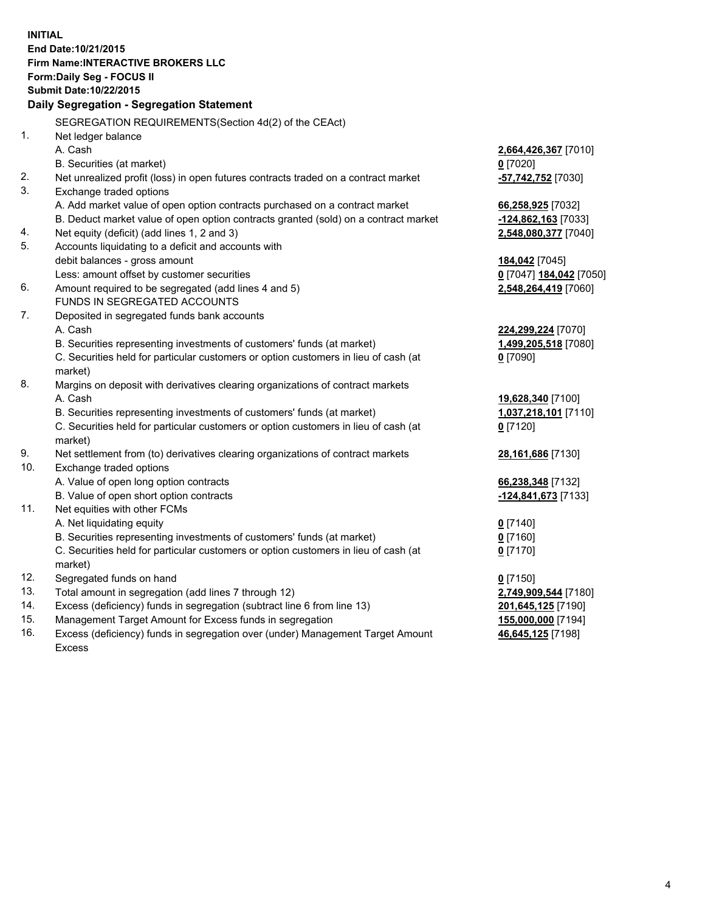**INITIAL**
**End Date:10/21/2015**
**Firm Name:INTERACTIVE BROKERS LLC**
**Form:Daily Seg - FOCUS II**
**Submit Date:10/22/2015**

## Daily Segregation - Segregation Statement

| | | |
|---|---|---|
| | SEGREGATION REQUIREMENTS(Section 4d(2) of the CEAct) | |
| 1. | Net ledger balance | |
| | A. Cash | **2,664,426,367** [7010] |
| | B. Securities (at market) | **0** [7020] |
| 2. | Net unrealized profit (loss) in open futures contracts traded on a contract market | **-57,742,752** [7030] |
| 3. | Exchange traded options | |
| | A. Add market value of open option contracts purchased on a contract market | **66,258,925** [7032] |
| | B. Deduct market value of open option contracts granted (sold) on a contract market | **-124,862,163** [7033] |
| 4. | Net equity (deficit) (add lines 1, 2 and 3) | **2,548,080,377** [7040] |
| 5. | Accounts liquidating to a deficit and accounts with | |
| | debit balances - gross amount | **184,042** [7045] |
| | Less: amount offset by customer securities | **0** [7047] **184,042** [7050] |
| 6. | Amount required to be segregated (add lines 4 and 5) | **2,548,264,419** [7060] |
| | FUNDS IN SEGREGATED ACCOUNTS | |
| 7. | Deposited in segregated funds bank accounts | |
| | A. Cash | **224,299,224** [7070] |
| | B. Securities representing investments of customers' funds (at market) | **1,499,205,518** [7080] |
| | C. Securities held for particular customers or option customers in lieu of cash (at market) | **0** [7090] |
| 8. | Margins on deposit with derivatives clearing organizations of contract markets | |
| | A. Cash | **19,628,340** [7100] |
| | B. Securities representing investments of customers' funds (at market) | **1,037,218,101** [7110] |
| | C. Securities held for particular customers or option customers in lieu of cash (at market) | **0** [7120] |
| 9. | Net settlement from (to) derivatives clearing organizations of contract markets | **28,161,686** [7130] |
| 10. | Exchange traded options | |
| | A. Value of open long option contracts | **66,238,348** [7132] |
| | B. Value of open short option contracts | **-124,841,673** [7133] |
| 11. | Net equities with other FCMs | |
| | A. Net liquidating equity | **0** [7140] |
| | B. Securities representing investments of customers' funds (at market) | **0** [7160] |
| | C. Securities held for particular customers or option customers in lieu of cash (at market) | **0** [7170] |
| 12. | Segregated funds on hand | **0** [7150] |
| 13. | Total amount in segregation (add lines 7 through 12) | **2,749,909,544** [7180] |
| 14. | Excess (deficiency) funds in segregation (subtract line 6 from line 13) | **201,645,125** [7190] |
| 15. | Management Target Amount for Excess funds in segregation | **155,000,000** [7194] |
| 16. | Excess (deficiency) funds in segregation over (under) Management Target Amount Excess | **46,645,125** [7198] |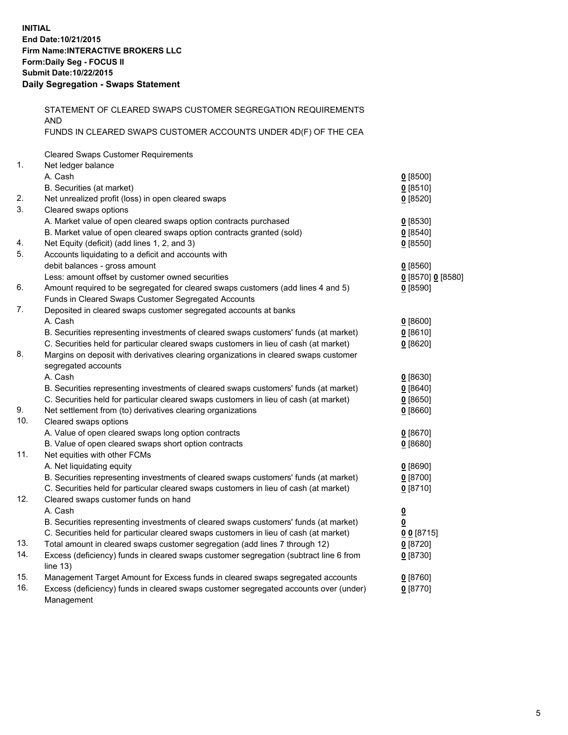**INITIAL**
**End Date:10/21/2015**
**Firm Name:INTERACTIVE BROKERS LLC**
**Form:Daily Seg - FOCUS II**
**Submit Date:10/22/2015**
**Daily Segregation - Swaps Statement**

STATEMENT OF CLEARED SWAPS CUSTOMER SEGREGATION REQUIREMENTS
AND
FUNDS IN CLEARED SWAPS CUSTOMER ACCOUNTS UNDER 4D(F) OF THE CEA

| | | |
|---|---|---|
| | Cleared Swaps Customer Requirements | |
| 1. | Net ledger balance | |
| | A. Cash | 0 [8500] |
| | B. Securities (at market) | 0 [8510] |
| 2. | Net unrealized profit (loss) in open cleared swaps | 0 [8520] |
| 3. | Cleared swaps options | |
| | A. Market value of open cleared swaps option contracts purchased | 0 [8530] |
| | B. Market value of open cleared swaps option contracts granted (sold) | 0 [8540] |
| 4. | Net Equity (deficit) (add lines 1, 2, and 3) | 0 [8550] |
| 5. | Accounts liquidating to a deficit and accounts with | |
| | debit balances - gross amount | 0 [8560] |
| | Less: amount offset by customer owned securities | 0 [8570] 0 [8580] |
| 6. | Amount required to be segregated for cleared swaps customers (add lines 4 and 5) | 0 [8590] |
| | Funds in Cleared Swaps Customer Segregated Accounts | |
| 7. | Deposited in cleared swaps customer segregated accounts at banks | |
| | A. Cash | 0 [8600] |
| | B. Securities representing investments of cleared swaps customers' funds (at market) | 0 [8610] |
| | C. Securities held for particular cleared swaps customers in lieu of cash (at market) | 0 [8620] |
| 8. | Margins on deposit with derivatives clearing organizations in cleared swaps customer segregated accounts | |
| | A. Cash | 0 [8630] |
| | B. Securities representing investments of cleared swaps customers' funds (at market) | 0 [8640] |
| | C. Securities held for particular cleared swaps customers in lieu of cash (at market) | 0 [8650] |
| 9. | Net settlement from (to) derivatives clearing organizations | 0 [8660] |
| 10. | Cleared swaps options | |
| | A. Value of open cleared swaps long option contracts | 0 [8670] |
| | B. Value of open cleared swaps short option contracts | 0 [8680] |
| 11. | Net equities with other FCMs | |
| | A. Net liquidating equity | 0 [8690] |
| | B. Securities representing investments of cleared swaps customers' funds (at market) | 0 [8700] |
| | C. Securities held for particular cleared swaps customers in lieu of cash (at market) | 0 [8710] |
| 12. | Cleared swaps customer funds on hand | |
| | A. Cash | 0 |
| | B. Securities representing investments of cleared swaps customers' funds (at market) | 0 |
| | C. Securities held for particular cleared swaps customers in lieu of cash (at market) | 0 0 [8715] |
| 13. | Total amount in cleared swaps customer segregation (add lines 7 through 12) | 0 [8720] |
| 14. | Excess (deficiency) funds in cleared swaps customer segregation (subtract line 6 from line 13) | 0 [8730] |
| 15. | Management Target Amount for Excess funds in cleared swaps segregated accounts | 0 [8760] |
| 16. | Excess (deficiency) funds in cleared swaps customer segregated accounts over (under) Management | 0 [8770] |